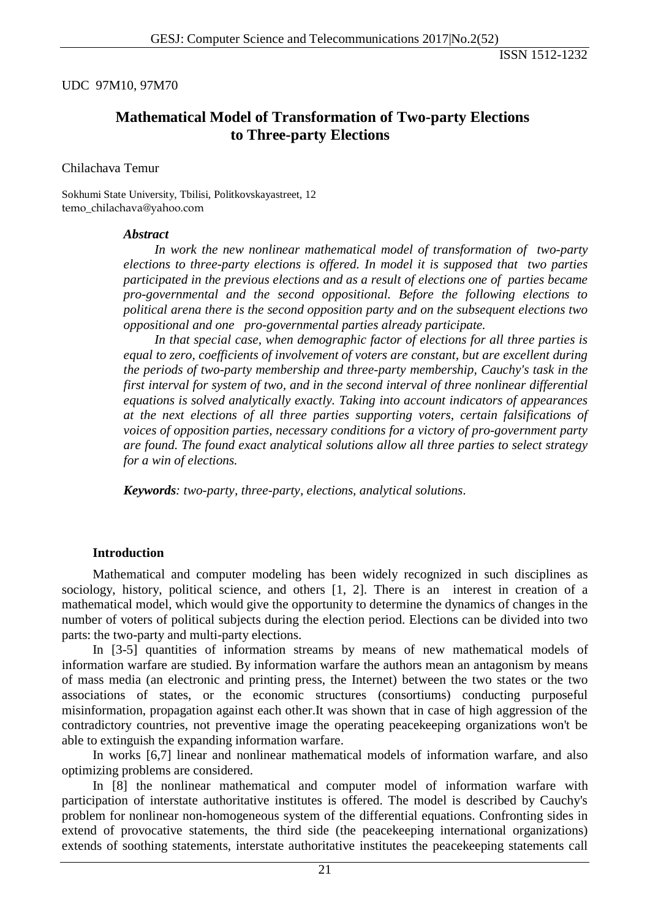UDC 97M10, 97M70

# Mathematical Model of Transformation of Two-party Elections to Three-party Elections

Chilachava Temur

Sokhumi State University, Tbilisi, Politkovskayastreet, 12
temo_chilachava@yahoo.com

***Abstract***

*In work the new nonlinear mathematical model of transformation of two-party elections to three-party elections is offered. In model it is supposed that two parties participated in the previous elections and as a result of elections one of parties became pro-governmental and the second oppositional. Before the following elections to political arena there is the second opposition party and on the subsequent elections two oppositional and one pro-governmental parties already participate.*

*In that special case, when demographic factor of elections for all three parties is equal to zero, coefficients of involvement of voters are constant, but are excellent during the periods of two-party membership and three-party membership, Cauchy's task in the first interval for system of two, and in the second interval of three nonlinear differential equations is solved analytically exactly. Taking into account indicators of appearances at the next elections of all three parties supporting voters, certain falsifications of voices of opposition parties, necessary conditions for a victory of pro-government party are found. The found exact analytical solutions allow all three parties to select strategy for a win of elections.*

***Keywords**: two-party, three-party, elections, analytical solutions.*

## Introduction

Mathematical and computer modeling has been widely recognized in such disciplines as sociology, history, political science, and others [1, 2]. There is an interest in creation of a mathematical model, which would give the opportunity to determine the dynamics of changes in the number of voters of political subjects during the election period. Elections can be divided into two parts: the two-party and multi-party elections.

In [3-5] quantities of information streams by means of new mathematical models of information warfare are studied. By information warfare the authors mean an antagonism by means of mass media (an electronic and printing press, the Internet) between the two states or the two associations of states, or the economic structures (consortiums) conducting purposeful misinformation, propagation against each other.It was shown that in case of high aggression of the contradictory countries, not preventive image the operating peacekeeping organizations won't be able to extinguish the expanding information warfare.

In works [6,7] linear and nonlinear mathematical models of information warfare, and also optimizing problems are considered.

In [8] the nonlinear mathematical and computer model of information warfare with participation of interstate authoritative institutes is offered. The model is described by Cauchy's problem for nonlinear non-homogeneous system of the differential equations. Confronting sides in extend of provocative statements, the third side (the peacekeeping international organizations) extends of soothing statements, interstate authoritative institutes the peacekeeping statements call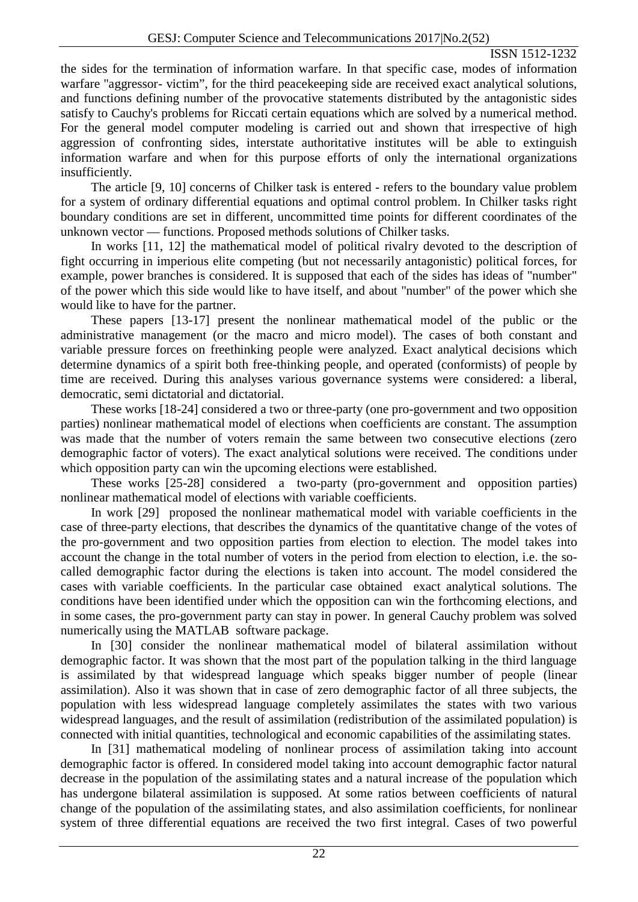the sides for the termination of information warfare. In that specific case, modes of information warfare "aggressor- victim", for the third peacekeeping side are received exact analytical solutions, and functions defining number of the provocative statements distributed by the antagonistic sides satisfy to Cauchy's problems for Riccati certain equations which are solved by a numerical method. For the general model computer modeling is carried out and shown that irrespective of high aggression of confronting sides, interstate authoritative institutes will be able to extinguish information warfare and when for this purpose efforts of only the international organizations insufficiently.

The article [9, 10] concerns of Chilker task is entered - refers to the boundary value problem for a system of ordinary differential equations and optimal control problem. In Chilker tasks right boundary conditions are set in different, uncommitted time points for different coordinates of the unknown vector — functions. Proposed methods solutions of Chilker tasks.

In works [11, 12] the mathematical model of political rivalry devoted to the description of fight occurring in imperious elite competing (but not necessarily antagonistic) political forces, for example, power branches is considered. It is supposed that each of the sides has ideas of "number" of the power which this side would like to have itself, and about "number" of the power which she would like to have for the partner.

These papers [13-17] present the nonlinear mathematical model of the public or the administrative management (or the macro and micro model). The cases of both constant and variable pressure forces on freethinking people were analyzed. Exact analytical decisions which determine dynamics of a spirit both free-thinking people, and operated (conformists) of people by time are received. During this analyses various governance systems were considered: a liberal, democratic, semi dictatorial and dictatorial.

These works [18-24] considered a two or three-party (one pro-government and two opposition parties) nonlinear mathematical model of elections when coefficients are constant. The assumption was made that the number of voters remain the same between two consecutive elections (zero demographic factor of voters). The exact analytical solutions were received. The conditions under which opposition party can win the upcoming elections were established.

These works [25-28] considered a two-party (pro-government and opposition parties) nonlinear mathematical model of elections with variable coefficients.

In work [29] proposed the nonlinear mathematical model with variable coefficients in the case of three-party elections, that describes the dynamics of the quantitative change of the votes of the pro-government and two opposition parties from election to election. The model takes into account the change in the total number of voters in the period from election to election, i.e. the so-called demographic factor during the elections is taken into account. The model considered the cases with variable coefficients. In the particular case obtained exact analytical solutions. The conditions have been identified under which the opposition can win the forthcoming elections, and in some cases, the pro-government party can stay in power. In general Cauchy problem was solved numerically using the MATLAB software package.

In [30] consider the nonlinear mathematical model of bilateral assimilation without demographic factor. It was shown that the most part of the population talking in the third language is assimilated by that widespread language which speaks bigger number of people (linear assimilation). Also it was shown that in case of zero demographic factor of all three subjects, the population with less widespread language completely assimilates the states with two various widespread languages, and the result of assimilation (redistribution of the assimilated population) is connected with initial quantities, technological and economic capabilities of the assimilating states.

In [31] mathematical modeling of nonlinear process of assimilation taking into account demographic factor is offered. In considered model taking into account demographic factor natural decrease in the population of the assimilating states and a natural increase of the population which has undergone bilateral assimilation is supposed. At some ratios between coefficients of natural change of the population of the assimilating states, and also assimilation coefficients, for nonlinear system of three differential equations are received the two first integral. Cases of two powerful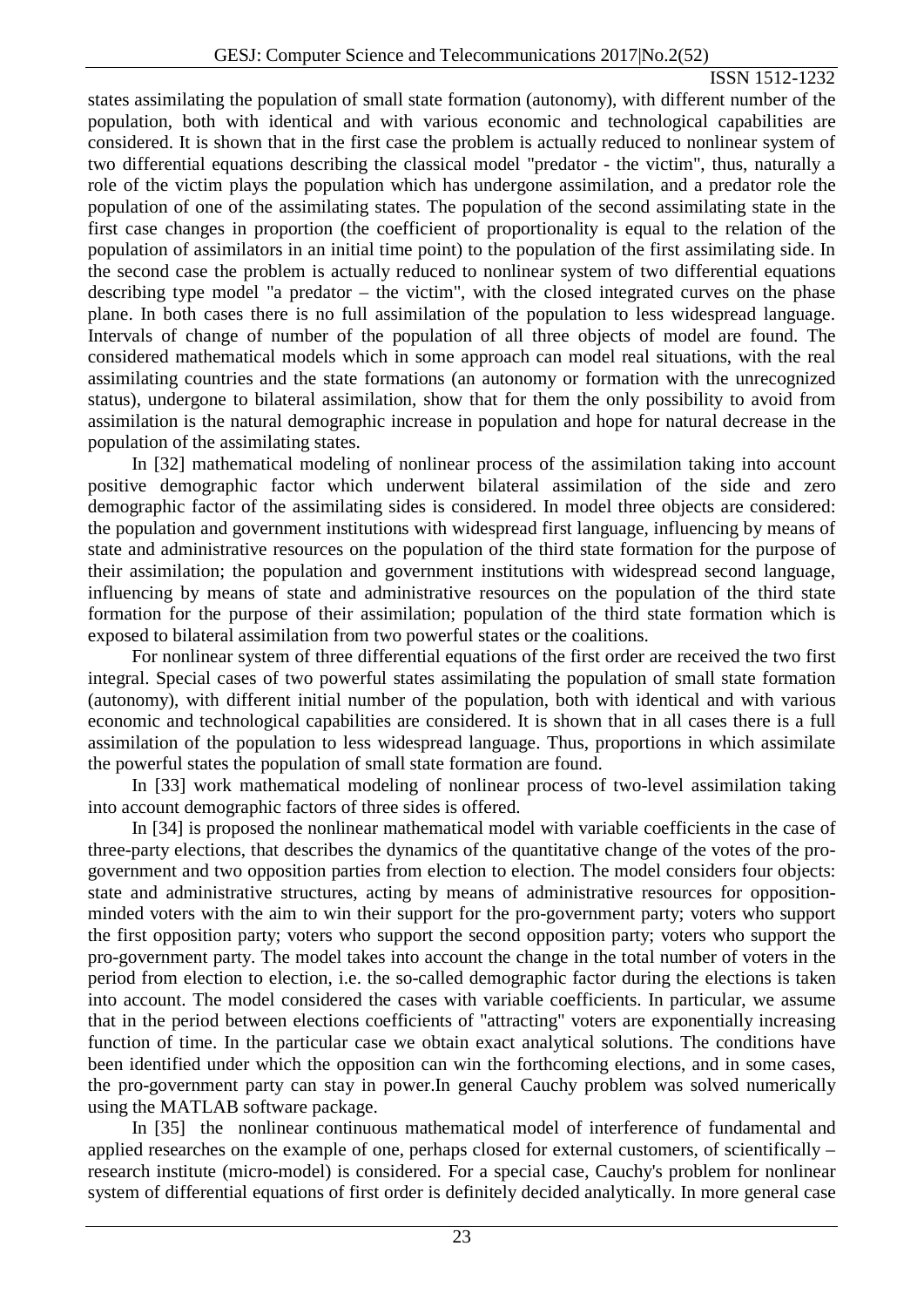states assimilating the population of small state formation (autonomy), with different number of the population, both with identical and with various economic and technological capabilities are considered. It is shown that in the first case the problem is actually reduced to nonlinear system of two differential equations describing the classical model "predator - the victim", thus, naturally a role of the victim plays the population which has undergone assimilation, and a predator role the population of one of the assimilating states. The population of the second assimilating state in the first case changes in proportion (the coefficient of proportionality is equal to the relation of the population of assimilators in an initial time point) to the population of the first assimilating side. In the second case the problem is actually reduced to nonlinear system of two differential equations describing type model "a predator – the victim", with the closed integrated curves on the phase plane. In both cases there is no full assimilation of the population to less widespread language. Intervals of change of number of the population of all three objects of model are found. The considered mathematical models which in some approach can model real situations, with the real assimilating countries and the state formations (an autonomy or formation with the unrecognized status), undergone to bilateral assimilation, show that for them the only possibility to avoid from assimilation is the natural demographic increase in population and hope for natural decrease in the population of the assimilating states.

In [32] mathematical modeling of nonlinear process of the assimilation taking into account positive demographic factor which underwent bilateral assimilation of the side and zero demographic factor of the assimilating sides is considered. In model three objects are considered: the population and government institutions with widespread first language, influencing by means of state and administrative resources on the population of the third state formation for the purpose of their assimilation; the population and government institutions with widespread second language, influencing by means of state and administrative resources on the population of the third state formation for the purpose of their assimilation; population of the third state formation which is exposed to bilateral assimilation from two powerful states or the coalitions.

For nonlinear system of three differential equations of the first order are received the two first integral. Special cases of two powerful states assimilating the population of small state formation (autonomy), with different initial number of the population, both with identical and with various economic and technological capabilities are considered. It is shown that in all cases there is a full assimilation of the population to less widespread language. Thus, proportions in which assimilate the powerful states the population of small state formation are found.

In [33] work mathematical modeling of nonlinear process of two-level assimilation taking into account demographic factors of three sides is offered.

In [34] is proposed the nonlinear mathematical model with variable coefficients in the case of three-party elections, that describes the dynamics of the quantitative change of the votes of the pro-government and two opposition parties from election to election. The model considers four objects: state and administrative structures, acting by means of administrative resources for opposition-minded voters with the aim to win their support for the pro-government party; voters who support the first opposition party; voters who support the second opposition party; voters who support the pro-government party. The model takes into account the change in the total number of voters in the period from election to election, i.e. the so-called demographic factor during the elections is taken into account. The model considered the cases with variable coefficients. In particular, we assume that in the period between elections coefficients of "attracting" voters are exponentially increasing function of time. In the particular case we obtain exact analytical solutions. The conditions have been identified under which the opposition can win the forthcoming elections, and in some cases, the pro-government party can stay in power.In general Cauchy problem was solved numerically using the MATLAB software package.

In [35] the nonlinear continuous mathematical model of interference of fundamental and applied researches on the example of one, perhaps closed for external customers, of scientifically – research institute (micro-model) is considered. For a special case, Cauchy's problem for nonlinear system of differential equations of first order is definitely decided analytically. In more general case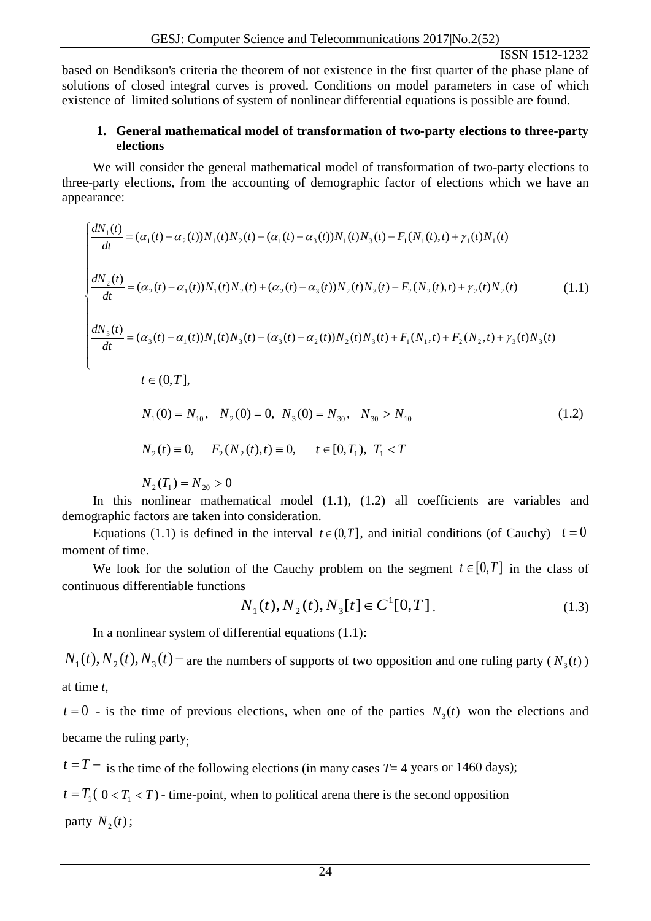based on Bendikson's criteria the theorem of not existence in the first quarter of the phase plane of solutions of closed integral curves is proved. Conditions on model parameters in case of which existence of limited solutions of system of nonlinear differential equations is possible are found.

## 1. General mathematical model of transformation of two-party elections to three-party elections

We will consider the general mathematical model of transformation of two-party elections to three-party elections, from the accounting of demographic factor of elections which we have an appearance:

$$
\begin{cases}
\dfrac{dN_1(t)}{dt} = (\alpha_1(t) - \alpha_2(t))N_1(t)N_2(t) + (\alpha_1(t) - \alpha_3(t))N_1(t)N_3(t) - F_1(N_1(t),t) + \gamma_1(t)N_1(t) \\[2ex]
\dfrac{dN_2(t)}{dt} = (\alpha_2(t) - \alpha_1(t))N_1(t)N_2(t) + (\alpha_2(t) - \alpha_3(t))N_2(t)N_3(t) - F_2(N_2(t),t) + \gamma_2(t)N_2(t) \\[2ex]
\dfrac{dN_3(t)}{dt} = (\alpha_3(t) - \alpha_1(t))N_1(t)N_3(t) + (\alpha_3(t) - \alpha_2(t))N_2(t)N_3(t) + F_1(N_1,t) + F_2(N_2,t) + \gamma_3(t)N_3(t)
\end{cases}
\tag{1.1}
$$

$$t \in (0,T],$$

$$N_1(0) = N_{10}, \quad N_2(0) = 0, \quad N_3(0) = N_{30}, \quad N_{30} > N_{10} \tag{1.2}$$

$$N_2(t) \equiv 0, \quad F_2(N_2(t),t) \equiv 0, \quad t \in [0,T_1), \; T_1 < T$$

$$N_2(T_1) = N_{20} > 0$$

In this nonlinear mathematical model (1.1), (1.2) all coefficients are variables and demographic factors are taken into consideration.

Equations (1.1) is defined in the interval $t \in (0,T]$, and initial conditions (of Cauchy) $t = 0$ moment of time.

We look for the solution of the Cauchy problem on the segment $t \in [0,T]$ in the class of continuous differentiable functions

$$N_1(t), N_2(t), N_3[t] \in C^1[0,T]. \tag{1.3}$$

In a nonlinear system of differential equations (1.1):

$N_1(t), N_2(t), N_3(t) -$ are the numbers of supports of two opposition and one ruling party ($N_3(t)$) at time *t*,

$t = 0$ - is the time of previous elections, when one of the parties $N_3(t)$ won the elections and became the ruling party;

$t = T -$ is the time of the following elections (in many cases *T*= 4 years or 1460 days);

$t = T_1$ ($0 < T_1 < T$) - time-point, when to political arena there is the second opposition party $N_2(t)$;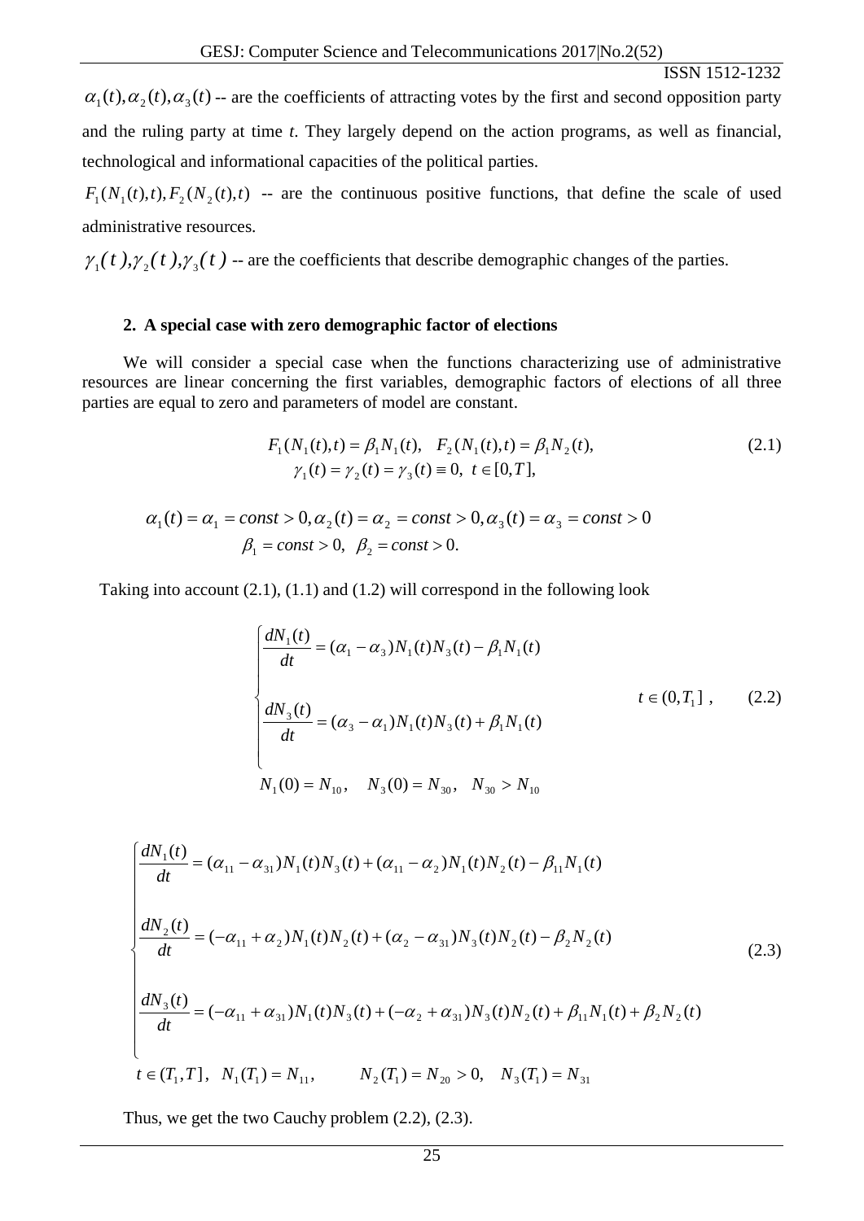$\alpha_1(t), \alpha_2(t), \alpha_3(t)$ -- are the coefficients of attracting votes by the first and second opposition party and the ruling party at time $t$. They largely depend on the action programs, as well as financial, technological and informational capacities of the political parties.

$F_1(N_1(t),t), F_2(N_2(t),t)$ -- are the continuous positive functions, that define the scale of used administrative resources.

$\gamma_1(t), \gamma_2(t), \gamma_3(t)$ -- are the coefficients that describe demographic changes of the parties.

## 2. A special case with zero demographic factor of elections

We will consider a special case when the functions characterizing use of administrative resources are linear concerning the first variables, demographic factors of elections of all three parties are equal to zero and parameters of model are constant.

$$
\begin{gathered}
F_1(N_1(t),t) = \beta_1 N_1(t), \quad F_2(N_1(t),t) = \beta_1 N_2(t), \\
\gamma_1(t) = \gamma_2(t) = \gamma_3(t) \equiv 0, \;\; t \in [0,T],
\end{gathered}
\tag{2.1}
$$

$$
\begin{gathered}
\alpha_1(t) = \alpha_1 = const > 0, \alpha_2(t) = \alpha_2 = const > 0, \alpha_3(t) = \alpha_3 = const > 0 \\
\beta_1 = const > 0, \;\; \beta_2 = const > 0.
\end{gathered}
$$

Taking into account (2.1), (1.1) and (1.2) will correspond in the following look

$$
\begin{cases}
\dfrac{dN_1(t)}{dt} = (\alpha_1 - \alpha_3)N_1(t)N_3(t) - \beta_1 N_1(t) \\[2ex]
\dfrac{dN_3(t)}{dt} = (\alpha_3 - \alpha_1)N_1(t)N_3(t) + \beta_1 N_1(t)
\end{cases}
\qquad t \in (0, T_1] \,,
\tag{2.2}
$$

$$
N_1(0) = N_{10}, \quad N_3(0) = N_{30}, \quad N_{30} > N_{10}
$$

$$
\begin{cases}
\dfrac{dN_1(t)}{dt} = (\alpha_{11} - \alpha_{31})N_1(t)N_3(t) + (\alpha_{11} - \alpha_2)N_1(t)N_2(t) - \beta_{11}N_1(t) \\[2ex]
\dfrac{dN_2(t)}{dt} = (-\alpha_{11} + \alpha_2)N_1(t)N_2(t) + (\alpha_2 - \alpha_{31})N_3(t)N_2(t) - \beta_2 N_2(t) \\[2ex]
\dfrac{dN_3(t)}{dt} = (-\alpha_{11} + \alpha_{31})N_1(t)N_3(t) + (-\alpha_2 + \alpha_{31})N_3(t)N_2(t) + \beta_{11}N_1(t) + \beta_2 N_2(t) \\[2ex]
t \in (T_1, T], \quad N_1(T_1) = N_{11}, \qquad N_2(T_1) = N_{20} > 0, \quad N_3(T_1) = N_{31}
\end{cases}
\tag{2.3}
$$

Thus, we get the two Cauchy problem (2.2), (2.3).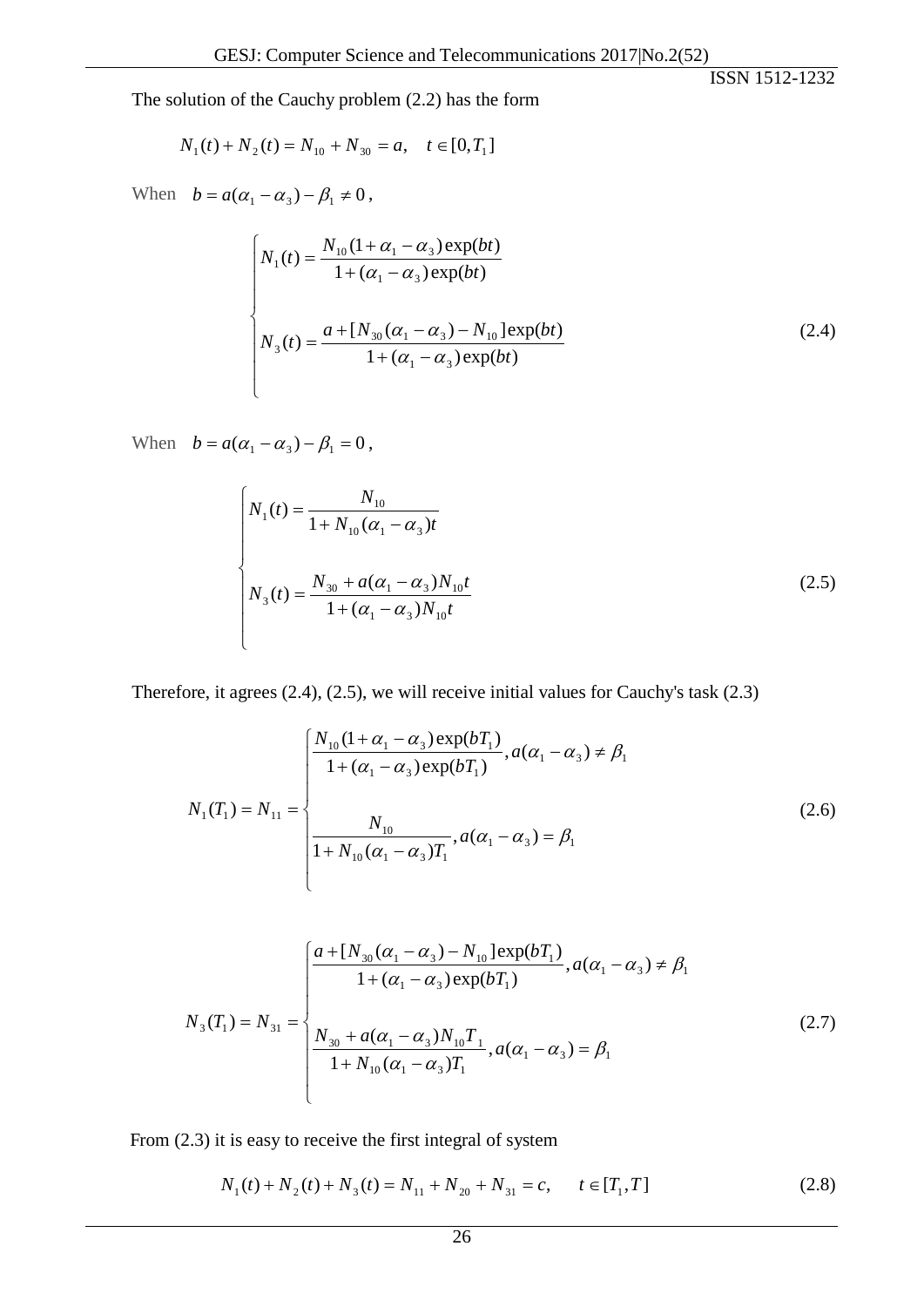The solution of the Cauchy problem (2.2) has the form

$$N_1(t) + N_2(t) = N_{10} + N_{30} = a, \quad t \in [0, T_1]$$

When $b = a(\alpha_1 - \alpha_3) - \beta_1 \neq 0$,

$$\begin{cases} N_1(t) = \dfrac{N_{10}(1 + \alpha_1 - \alpha_3)\exp(bt)}{1 + (\alpha_1 - \alpha_3)\exp(bt)} \\ \\ N_3(t) = \dfrac{a + [N_{30}(\alpha_1 - \alpha_3) - N_{10}]\exp(bt)}{1 + (\alpha_1 - \alpha_3)\exp(bt)} \end{cases} \tag{2.4}$$

When $b = a(\alpha_1 - \alpha_3) - \beta_1 = 0$,

$$\begin{cases} N_1(t) = \dfrac{N_{10}}{1 + N_{10}(\alpha_1 - \alpha_3)t} \\ \\ N_3(t) = \dfrac{N_{30} + a(\alpha_1 - \alpha_3)N_{10}t}{1 + (\alpha_1 - \alpha_3)N_{10}t} \end{cases} \tag{2.5}$$

Therefore, it agrees (2.4), (2.5), we will receive initial values for Cauchy's task (2.3)

$$N_1(T_1) = N_{11} = \begin{cases} \dfrac{N_{10}(1 + \alpha_1 - \alpha_3)\exp(bT_1)}{1 + (\alpha_1 - \alpha_3)\exp(bT_1)}, a(\alpha_1 - \alpha_3) \neq \beta_1 \\ \\ \dfrac{N_{10}}{1 + N_{10}(\alpha_1 - \alpha_3)T_1}, a(\alpha_1 - \alpha_3) = \beta_1 \end{cases} \tag{2.6}$$

$$N_3(T_1) = N_{31} = \begin{cases} \dfrac{a + [N_{30}(\alpha_1 - \alpha_3) - N_{10}]\exp(bT_1)}{1 + (\alpha_1 - \alpha_3)\exp(bT_1)}, a(\alpha_1 - \alpha_3) \neq \beta_1 \\ \\ \dfrac{N_{30} + a(\alpha_1 - \alpha_3)N_{10}T_1}{1 + N_{10}(\alpha_1 - \alpha_3)T_1}, a(\alpha_1 - \alpha_3) = \beta_1 \end{cases} \tag{2.7}$$

From (2.3) it is easy to receive the first integral of system

$$N_1(t) + N_2(t) + N_3(t) = N_{11} + N_{20} + N_{31} = c, \qquad t \in [T_1, T] \tag{2.8}$$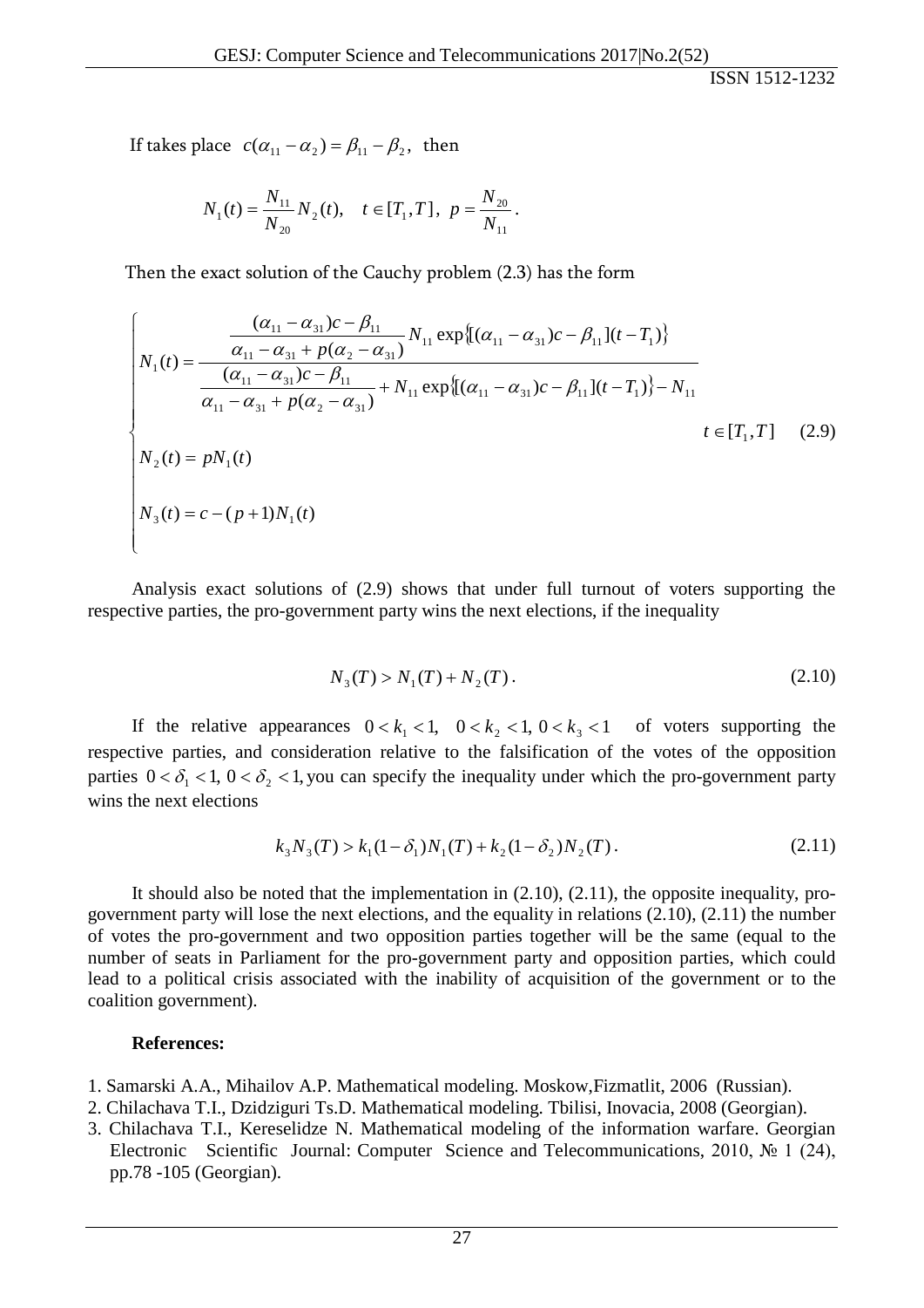If takes place $c(\alpha_{11} - \alpha_2) = \beta_{11} - \beta_2$, then

$$N_1(t) = \frac{N_{11}}{N_{20}} N_2(t), \quad t \in [T_1, T], \; p = \frac{N_{20}}{N_{11}}.$$

Then the exact solution of the Cauchy problem (2.3) has the form

$$\begin{cases} N_1(t) = \dfrac{\dfrac{(\alpha_{11} - \alpha_{31})c - \beta_{11}}{\alpha_{11} - \alpha_{31} + p(\alpha_2 - \alpha_{31})} N_{11} \exp\{[(\alpha_{11} - \alpha_{31})c - \beta_{11}](t - T_1)\}}{\dfrac{(\alpha_{11} - \alpha_{31})c - \beta_{11}}{\alpha_{11} - \alpha_{31} + p(\alpha_2 - \alpha_{31})} + N_{11} \exp\{[(\alpha_{11} - \alpha_{31})c - \beta_{11}](t - T_1)\} - N_{11}} \\ N_2(t) = pN_1(t) \\ N_3(t) = c - (p+1)N_1(t) \end{cases} \quad t \in [T_1, T] \qquad (2.9)$$

Analysis exact solutions of (2.9) shows that under full turnout of voters supporting the respective parties, the pro-government party wins the next elections, if the inequality

$$N_3(T) > N_1(T) + N_2(T). \qquad (2.10)$$

If the relative appearances $0 < k_1 < 1,\; 0 < k_2 < 1,\; 0 < k_3 < 1$ of voters supporting the respective parties, and consideration relative to the falsification of the votes of the opposition parties $0 < \delta_1 < 1,\; 0 < \delta_2 < 1$, you can specify the inequality under which the pro-government party wins the next elections

$$k_3 N_3(T) > k_1(1 - \delta_1)N_1(T) + k_2(1 - \delta_2)N_2(T). \qquad (2.11)$$

It should also be noted that the implementation in (2.10), (2.11), the opposite inequality, pro-government party will lose the next elections, and the equality in relations (2.10), (2.11) the number of votes the pro-government and two opposition parties together will be the same (equal to the number of seats in Parliament for the pro-government party and opposition parties, which could lead to a political crisis associated with the inability of acquisition of the government or to the coalition government).

**References:**

1. Samarski A.A., Mihailov A.P. Mathematical modeling. Moskow,Fizmatlit, 2006 (Russian).
2. Chilachava T.I., Dzidziguri Ts.D. Mathematical modeling. Tbilisi, Inovacia, 2008 (Georgian).
3. Chilachava T.I., Kereselidze N. Mathematical modeling of the information warfare. Georgian Electronic Scientific Journal: Computer Science and Telecommunications, 2010, № 1 (24), pp.78 -105 (Georgian).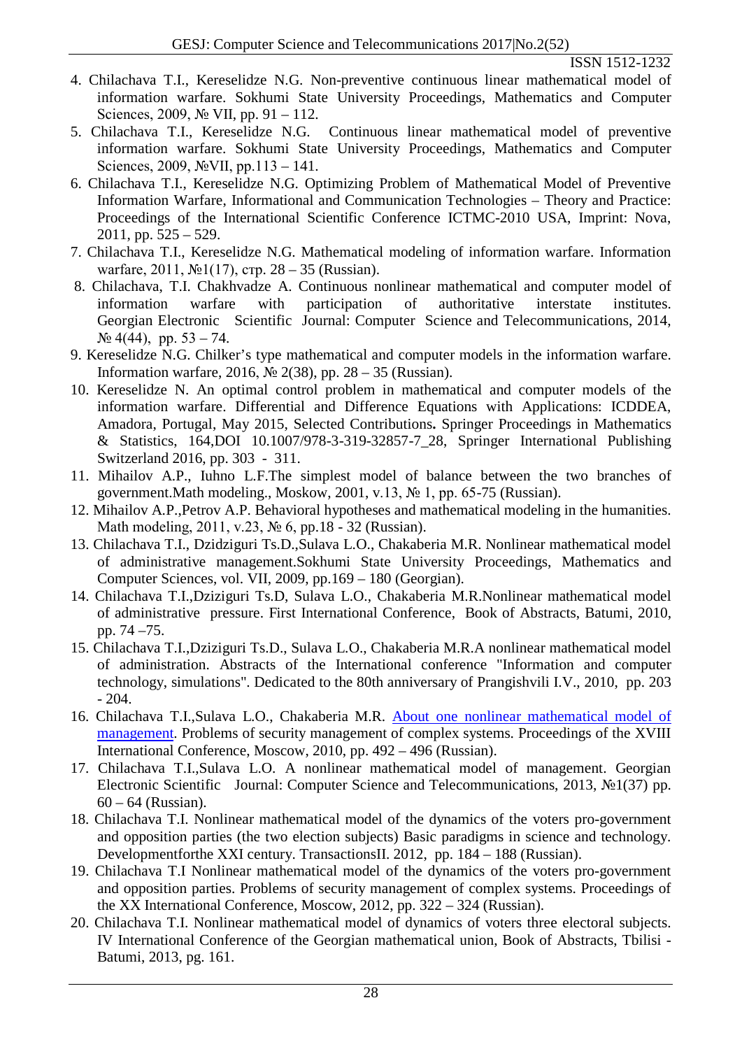4. Chilachava T.I., Kereselidze N.G. Non-preventive continuous linear mathematical model of information warfare. Sokhumi State University Proceedings, Mathematics and Computer Sciences, 2009, № VII, pp. 91 – 112.
5. Chilachava T.I., Kereselidze N.G. Continuous linear mathematical model of preventive information warfare. Sokhumi State University Proceedings, Mathematics and Computer Sciences, 2009, №VII, pp.113 – 141.
6. Chilachava T.I., Kereselidze N.G. Optimizing Problem of Mathematical Model of Preventive Information Warfare, Informational and Communication Technologies – Theory and Practice: Proceedings of the International Scientific Conference ICTMC-2010 USA, Imprint: Nova, 2011, pp. 525 – 529.
7. Chilachava T.I., Kereselidze N.G. Mathematical modeling of information warfare. Information warfare, 2011, №1(17), стр. 28 – 35 (Russian).
8. Chilachava, T.I. Chakhvadze A. Continuous nonlinear mathematical and computer model of information warfare with participation of authoritative interstate institutes. Georgian Electronic Scientific Journal: Computer Science and Telecommunications, 2014, № 4(44), pp. 53 – 74.
9. Kereselidze N.G. Chilker's type mathematical and computer models in the information warfare. Information warfare, 2016, № 2(38), pp. 28 – 35 (Russian).
10. Kereselidze N. An optimal control problem in mathematical and computer models of the information warfare. Differential and Difference Equations with Applications: ICDDEA, Amadora, Portugal, May 2015, Selected Contributions**.** Springer Proceedings in Mathematics & Statistics, 164,DOI 10.1007/978-3-319-32857-7_28, Springer International Publishing Switzerland 2016, pp. 303 - 311.
11. Mihailov A.P., Iuhno L.F.The simplest model of balance between the two branches of government.Math modeling., Moskow, 2001, v.13, № 1, pp. 65-75 (Russian).
12. Mihailov A.P.,Petrov A.P. Behavioral hypotheses and mathematical modeling in the humanities. Math modeling, 2011, v.23, № 6, pp.18 - 32 (Russian).
13. Chilachava T.I., Dzidziguri Ts.D.,Sulava L.O., Chakaberia M.R. Nonlinear mathematical model of administrative management.Sokhumi State University Proceedings, Mathematics and Computer Sciences, vol. VII, 2009, pp.169 – 180 (Georgian).
14. Chilachava T.I.,Dziziguri Ts.D, Sulava L.O., Chakaberia M.R.Nonlinear mathematical model of administrative pressure. First International Conference, Book of Abstracts, Batumi, 2010, pp. 74 –75.
15. Chilachava T.I.,Dziziguri Ts.D., Sulava L.O., Chakaberia M.R.A nonlinear mathematical model of administration. Abstracts of the International conference "Information and computer technology, simulations". Dedicated to the 80th anniversary of Prangishvili I.V., 2010, pp. 203 - 204.
16. Chilachava T.I.,Sulava L.O., Chakaberia M.R. About one nonlinear mathematical model of management. Problems of security management of complex systems. Proceedings of the XVIII International Conference, Moscow, 2010, pp. 492 – 496 (Russian).
17. Chilachava T.I.,Sulava L.O. A nonlinear mathematical model of management. Georgian Electronic Scientific Journal: Computer Science and Telecommunications, 2013, №1(37) pp. 60 – 64 (Russian).
18. Chilachava T.I. Nonlinear mathematical model of the dynamics of the voters pro-government and opposition parties (the two election subjects) Basic paradigms in science and technology. Developmentforthe XXI century. TransactionsII. 2012, pp. 184 – 188 (Russian).
19. Chilachava T.I Nonlinear mathematical model of the dynamics of the voters pro-government and opposition parties. Problems of security management of complex systems. Proceedings of the XX International Conference, Moscow, 2012, pp. 322 – 324 (Russian).
20. Chilachava T.I. Nonlinear mathematical model of dynamics of voters three electoral subjects. IV International Conference of the Georgian mathematical union, Book of Abstracts, Tbilisi - Batumi, 2013, pg. 161.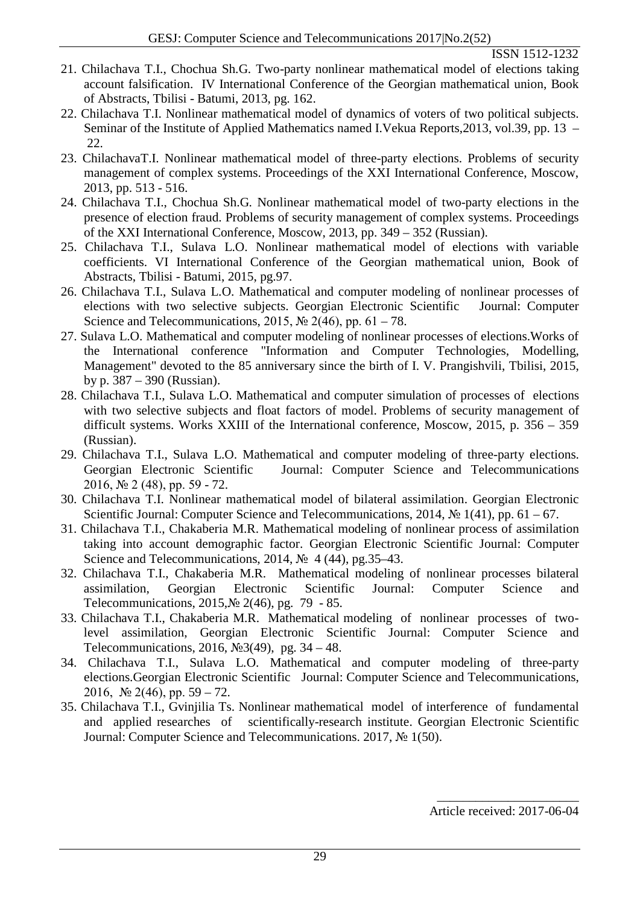21. Chilachava T.I., Chochua Sh.G. Two-party nonlinear mathematical model of elections taking account falsification. IV International Conference of the Georgian mathematical union, Book of Abstracts, Tbilisi - Batumi, 2013, pg. 162.
22. Chilachava T.I. Nonlinear mathematical model of dynamics of voters of two political subjects. Seminar of the Institute of Applied Mathematics named I.Vekua Reports,2013, vol.39, pp. 13 – 22.
23. ChilachavaT.I. Nonlinear mathematical model of three-party elections. Problems of security management of complex systems. Proceedings of the XXI International Conference, Moscow, 2013, pp. 513 - 516.
24. Chilachava T.I., Chochua Sh.G. Nonlinear mathematical model of two-party elections in the presence of election fraud. Problems of security management of complex systems. Proceedings of the XXI International Conference, Moscow, 2013, pp. 349 – 352 (Russian).
25. Chilachava T.I., Sulava L.O. Nonlinear mathematical model of elections with variable coefficients. VI International Conference of the Georgian mathematical union, Book of Abstracts, Tbilisi - Batumi, 2015, pg.97.
26. Chilachava T.I., Sulava L.O. Mathematical and computer modeling of nonlinear processes of elections with two selective subjects. Georgian Electronic Scientific Journal: Computer Science and Telecommunications, 2015, № 2(46), pp. 61 – 78.
27. Sulava L.O. Mathematical and computer modeling of nonlinear processes of elections.Works of the International conference "Information and Computer Technologies, Modelling, Management" devoted to the 85 anniversary since the birth of I. V. Prangishvili, Tbilisi, 2015, by p. 387 – 390 (Russian).
28. Chilachava T.I., Sulava L.O. Mathematical and computer simulation of processes of elections with two selective subjects and float factors of model. Problems of security management of difficult systems. Works XXIII of the International conference, Moscow, 2015, p. 356 – 359 (Russian).
29. Chilachava T.I., Sulava L.O. Mathematical and computer modeling of three-party elections. Georgian Electronic Scientific Journal: Computer Science and Telecommunications 2016, № 2 (48), pp. 59 - 72.
30. Chilachava T.I. Nonlinear mathematical model of bilateral assimilation. Georgian Electronic Scientific Journal: Computer Science and Telecommunications, 2014, № 1(41), pp. 61 – 67.
31. Chilachava T.I., Chakaberia M.R. Mathematical modeling of nonlinear process of assimilation taking into account demographic factor. Georgian Electronic Scientific Journal: Computer Science and Telecommunications, 2014, № 4 (44), pg.35–43.
32. Chilachava T.I., Chakaberia M.R. Mathematical modeling of nonlinear processes bilateral assimilation, Georgian Electronic Scientific Journal: Computer Science and Telecommunications, 2015,№ 2(46), pg. 79 - 85.
33. Chilachava T.I., Chakaberia M.R. Mathematical modeling of nonlinear processes of two-level assimilation, Georgian Electronic Scientific Journal: Computer Science and Telecommunications, 2016, №3(49), pg. 34 – 48.
34. Chilachava T.I., Sulava L.O. Mathematical and computer modeling of three-party elections.Georgian Electronic Scientific Journal: Computer Science and Telecommunications, 2016, № 2(46), pp. 59 – 72.
35. Chilachava T.I., Gvinjilia Ts. Nonlinear mathematical model of interference of fundamental and applied researches of scientifically-research institute. Georgian Electronic Scientific Journal: Computer Science and Telecommunications. 2017, № 1(50).

Article received: 2017-06-04